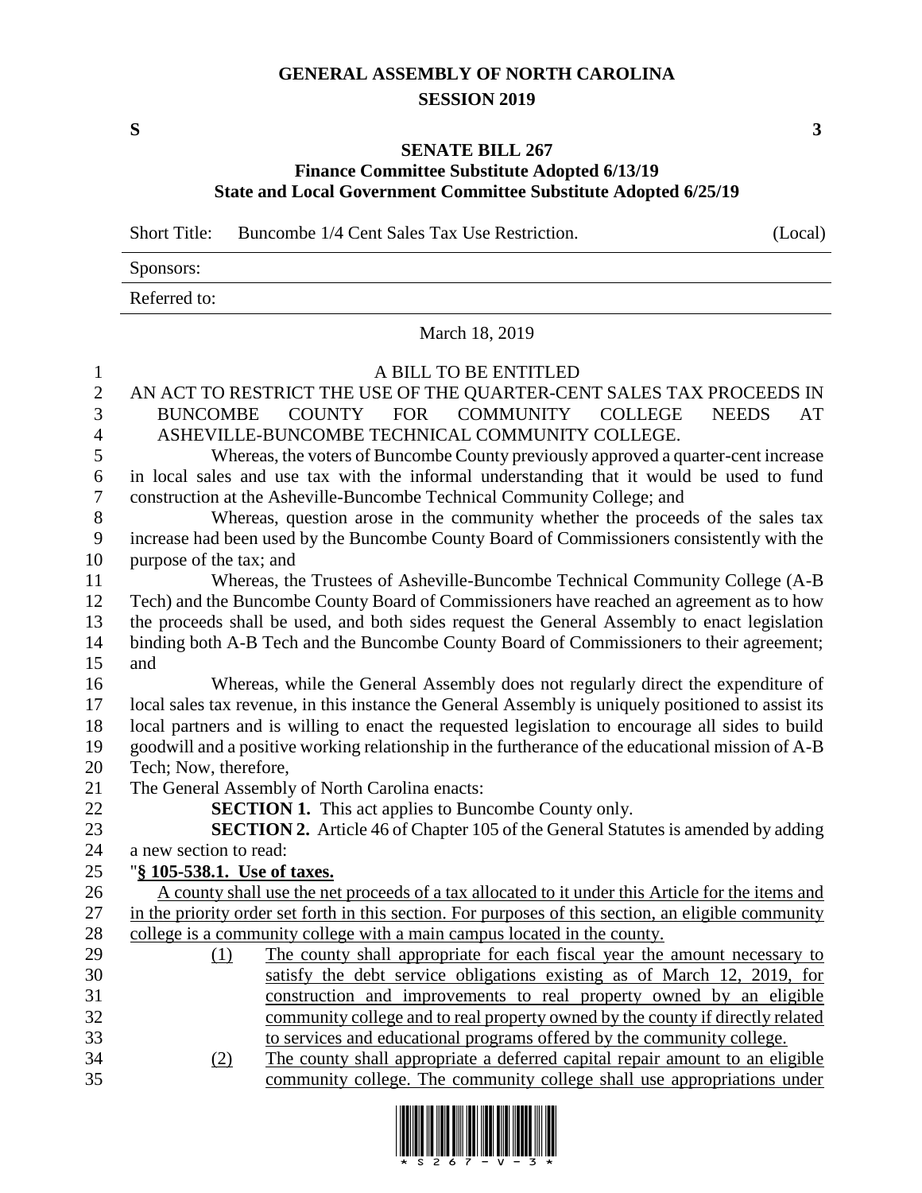# GENERAL ASSEMBLY OF NORTH CAROLINA
## SESSION 2019

**S** **3**

## SENATE BILL 267
### Finance Committee Substitute Adopted 6/13/19
### State and Local Government Committee Substitute Adopted 6/25/19

Short Title: Buncombe 1/4 Cent Sales Tax Use Restriction. (Local)

Sponsors:

Referred to:

March 18, 2019

A BILL TO BE ENTITLED

AN ACT TO RESTRICT THE USE OF THE QUARTER-CENT SALES TAX PROCEEDS IN BUNCOMBE COUNTY FOR COMMUNITY COLLEGE NEEDS AT ASHEVILLE-BUNCOMBE TECHNICAL COMMUNITY COLLEGE.

Whereas, the voters of Buncombe County previously approved a quarter-cent increase in local sales and use tax with the informal understanding that it would be used to fund construction at the Asheville-Buncombe Technical Community College; and

Whereas, question arose in the community whether the proceeds of the sales tax increase had been used by the Buncombe County Board of Commissioners consistently with the purpose of the tax; and

Whereas, the Trustees of Asheville-Buncombe Technical Community College (A-B Tech) and the Buncombe County Board of Commissioners have reached an agreement as to how the proceeds shall be used, and both sides request the General Assembly to enact legislation binding both A-B Tech and the Buncombe County Board of Commissioners to their agreement; and

Whereas, while the General Assembly does not regularly direct the expenditure of local sales tax revenue, in this instance the General Assembly is uniquely positioned to assist its local partners and is willing to enact the requested legislation to encourage all sides to build goodwill and a positive working relationship in the furtherance of the educational mission of A-B Tech; Now, therefore,

The General Assembly of North Carolina enacts:

**SECTION 1.** This act applies to Buncombe County only.

**SECTION 2.** Article 46 of Chapter 105 of the General Statutes is amended by adding a new section to read:

"**§ 105-538.1. Use of taxes.**

A county shall use the net proceeds of a tax allocated to it under this Article for the items and in the priority order set forth in this section. For purposes of this section, an eligible community college is a community college with a main campus located in the county.

(1) The county shall appropriate for each fiscal year the amount necessary to satisfy the debt service obligations existing as of March 12, 2019, for construction and improvements to real property owned by an eligible community college and to real property owned by the county if directly related to services and educational programs offered by the community college.

(2) The county shall appropriate a deferred capital repair amount to an eligible community college. The community college shall use appropriations under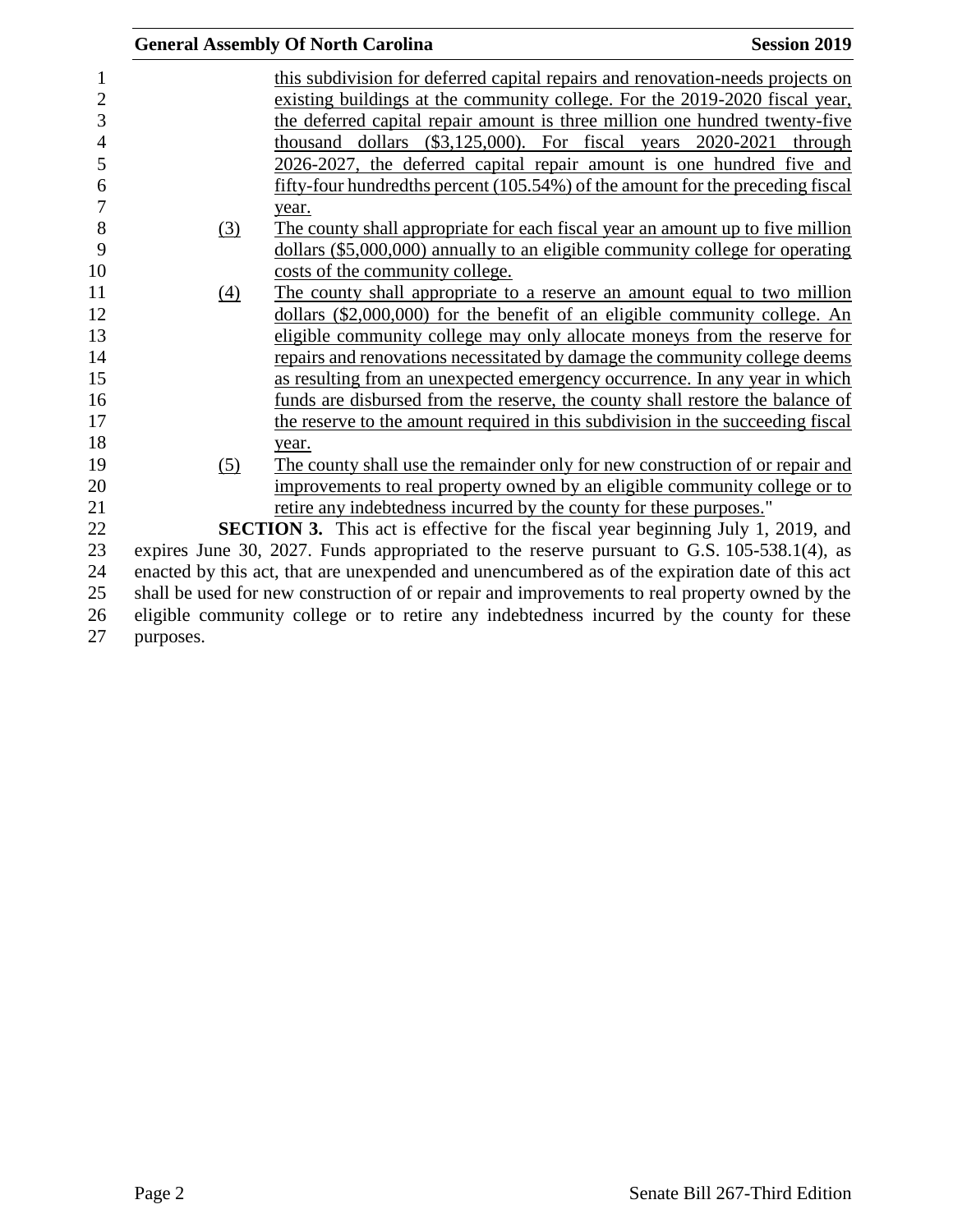this subdivision for deferred capital repairs and renovation-needs projects on existing buildings at the community college. For the 2019-2020 fiscal year, the deferred capital repair amount is three million one hundred twenty-five thousand dollars ($3,125,000). For fiscal years 2020-2021 through 2026-2027, the deferred capital repair amount is one hundred five and fifty-four hundredths percent (105.54%) of the amount for the preceding fiscal year.

(3) The county shall appropriate for each fiscal year an amount up to five million dollars ($5,000,000) annually to an eligible community college for operating costs of the community college.

(4) The county shall appropriate to a reserve an amount equal to two million dollars ($2,000,000) for the benefit of an eligible community college. An eligible community college may only allocate moneys from the reserve for repairs and renovations necessitated by damage the community college deems as resulting from an unexpected emergency occurrence. In any year in which funds are disbursed from the reserve, the county shall restore the balance of the reserve to the amount required in this subdivision in the succeeding fiscal year.

(5) The county shall use the remainder only for new construction of or repair and improvements to real property owned by an eligible community college or to retire any indebtedness incurred by the county for these purposes."

**SECTION 3.** This act is effective for the fiscal year beginning July 1, 2019, and expires June 30, 2027. Funds appropriated to the reserve pursuant to G.S. 105-538.1(4), as enacted by this act, that are unexpended and unencumbered as of the expiration date of this act shall be used for new construction of or repair and improvements to real property owned by the eligible community college or to retire any indebtedness incurred by the county for these purposes.